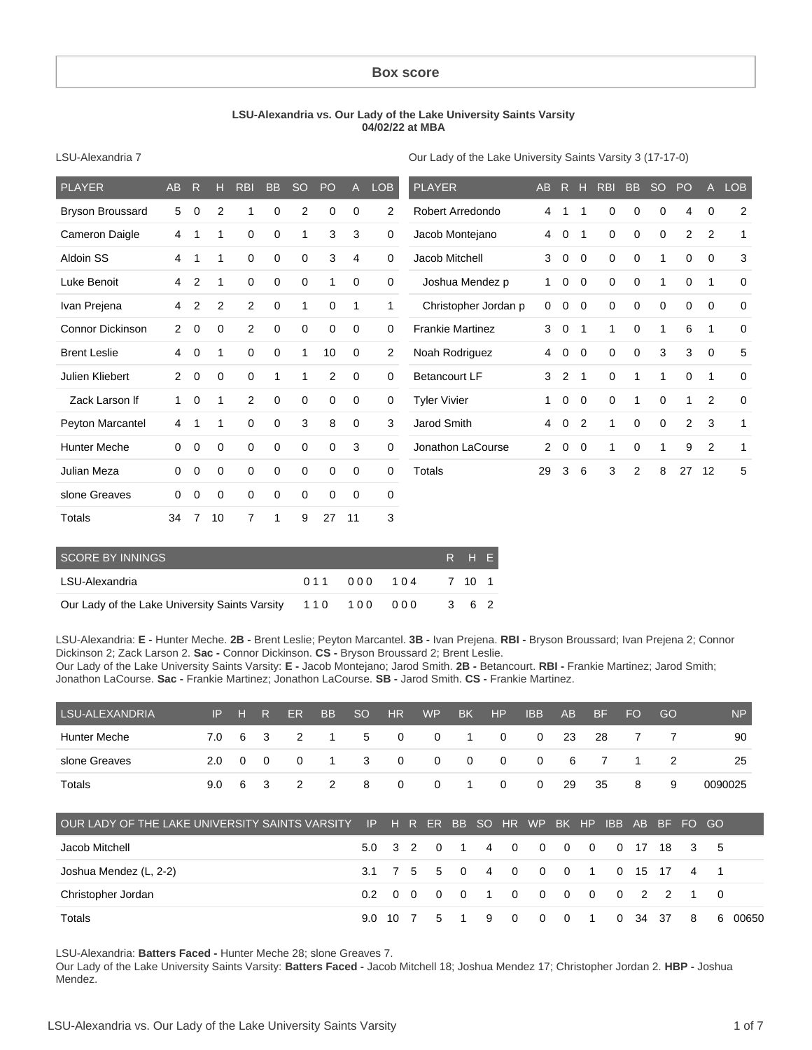## Box score

**LSU-Alexandria vs. Our Lady of the Lake University Saints Varsity**
**04/02/22 at MBA**

LSU-Alexandria 7

| PLAYER | AB | R | H | RBI | BB | SO | PO | A | LOB |
|---|---|---|---|---|---|---|---|---|---|
| Bryson Broussard | 5 | 0 | 2 | 1 | 0 | 2 | 0 | 0 | 2 |
| Cameron Daigle | 4 | 1 | 1 | 0 | 0 | 1 | 3 | 3 | 0 |
| Aldoin SS | 4 | 1 | 1 | 0 | 0 | 0 | 3 | 4 | 0 |
| Luke Benoit | 4 | 2 | 1 | 0 | 0 | 0 | 1 | 0 | 0 |
| Ivan Prejena | 4 | 2 | 2 | 2 | 0 | 1 | 0 | 1 | 1 |
| Connor Dickinson | 2 | 0 | 0 | 2 | 0 | 0 | 0 | 0 | 0 |
| Brent Leslie | 4 | 0 | 1 | 0 | 0 | 1 | 10 | 0 | 2 |
| Julien Kliebert | 2 | 0 | 0 | 0 | 1 | 1 | 2 | 0 | 0 |
| Zack Larson lf | 1 | 0 | 1 | 2 | 0 | 0 | 0 | 0 | 0 |
| Peyton Marcantel | 4 | 1 | 1 | 0 | 0 | 3 | 8 | 0 | 3 |
| Hunter Meche | 0 | 0 | 0 | 0 | 0 | 0 | 0 | 3 | 0 |
| Julian Meza | 0 | 0 | 0 | 0 | 0 | 0 | 0 | 0 | 0 |
| slone Greaves | 0 | 0 | 0 | 0 | 0 | 0 | 0 | 0 | 0 |
| Totals | 34 | 7 | 10 | 7 | 1 | 9 | 27 | 11 | 3 |

Our Lady of the Lake University Saints Varsity 3 (17-17-0)

| PLAYER | AB | R | H | RBI | BB | SO | PO | A | LOB |
|---|---|---|---|---|---|---|---|---|---|
| Robert Arredondo | 4 | 1 | 1 | 0 | 0 | 0 | 4 | 0 | 2 |
| Jacob Montejano | 4 | 0 | 1 | 0 | 0 | 0 | 2 | 2 | 1 |
| Jacob Mitchell | 3 | 0 | 0 | 0 | 0 | 1 | 0 | 0 | 3 |
| Joshua Mendez p | 1 | 0 | 0 | 0 | 0 | 1 | 0 | 1 | 0 |
| Christopher Jordan p | 0 | 0 | 0 | 0 | 0 | 0 | 0 | 0 | 0 |
| Frankie Martinez | 3 | 0 | 1 | 1 | 0 | 1 | 6 | 1 | 0 |
| Noah Rodriguez | 4 | 0 | 0 | 0 | 0 | 3 | 3 | 0 | 5 |
| Betancourt LF | 3 | 2 | 1 | 0 | 1 | 1 | 0 | 1 | 0 |
| Tyler Vivier | 1 | 0 | 0 | 0 | 1 | 0 | 1 | 2 | 0 |
| Jarod Smith | 4 | 0 | 2 | 1 | 0 | 0 | 2 | 3 | 1 |
| Jonathon LaCourse | 2 | 0 | 0 | 1 | 0 | 1 | 9 | 2 | 1 |
| Totals | 29 | 3 | 6 | 3 | 2 | 8 | 27 | 12 | 5 |

| SCORE BY INNINGS | | | | R | H | E |
|---|---|---|---|---|---|---|
| LSU-Alexandria | 011 | 000 | 104 | 7 | 10 | 1 |
| Our Lady of the Lake University Saints Varsity | 110 | 100 | 000 | 3 | 6 | 2 |

LSU-Alexandria: **E -** Hunter Meche. **2B -** Brent Leslie; Peyton Marcantel. **3B -** Ivan Prejena. **RBI -** Bryson Broussard; Ivan Prejena 2; Connor Dickinson 2; Zack Larson 2. **Sac -** Connor Dickinson. **CS -** Bryson Broussard 2; Brent Leslie.
Our Lady of the Lake University Saints Varsity: **E -** Jacob Montejano; Jarod Smith. **2B -** Betancourt. **RBI -** Frankie Martinez; Jarod Smith; Jonathon LaCourse. **Sac -** Frankie Martinez; Jonathon LaCourse. **SB -** Jarod Smith. **CS -** Frankie Martinez.

| LSU-ALEXANDRIA | IP | H | R | ER | BB | SO | HR | WP | BK | HP | IBB | AB | BF | FO | GO | NP |
|---|---|---|---|---|---|---|---|---|---|---|---|---|---|---|---|---|
| Hunter Meche | 7.0 | 6 | 3 | 2 | 1 | 5 | 0 | 0 | 1 | 0 | 0 | 23 | 28 | 7 | 7 | 90 |
| slone Greaves | 2.0 | 0 | 0 | 0 | 1 | 3 | 0 | 0 | 0 | 0 | 0 | 6 | 7 | 1 | 2 | 25 |
| Totals | 9.0 | 6 | 3 | 2 | 2 | 8 | 0 | 0 | 1 | 0 | 0 | 29 | 35 | 8 | 9 | 0090025 |

| OUR LADY OF THE LAKE UNIVERSITY SAINTS VARSITY | IP | H | R | ER | BB | SO | HR | WP | BK | HP | IBB | AB | BF | FO | GO | |
|---|---|---|---|---|---|---|---|---|---|---|---|---|---|---|---|---|
| Jacob Mitchell | 5.0 | 3 | 2 | 0 | 1 | 4 | 0 | 0 | 0 | 0 | 0 | 17 | 18 | 3 | 5 | |
| Joshua Mendez (L, 2-2) | 3.1 | 7 | 5 | 5 | 0 | 4 | 0 | 0 | 0 | 1 | 0 | 15 | 17 | 4 | 1 | |
| Christopher Jordan | 0.2 | 0 | 0 | 0 | 0 | 1 | 0 | 0 | 0 | 0 | 0 | 2 | 2 | 1 | 0 | |
| Totals | 9.0 | 10 | 7 | 5 | 1 | 9 | 0 | 0 | 0 | 1 | 0 | 34 | 37 | 8 | 6 | 00650 |

LSU-Alexandria: **Batters Faced -** Hunter Meche 28; slone Greaves 7.
Our Lady of the Lake University Saints Varsity: **Batters Faced -** Jacob Mitchell 18; Joshua Mendez 17; Christopher Jordan 2. **HBP -** Joshua Mendez.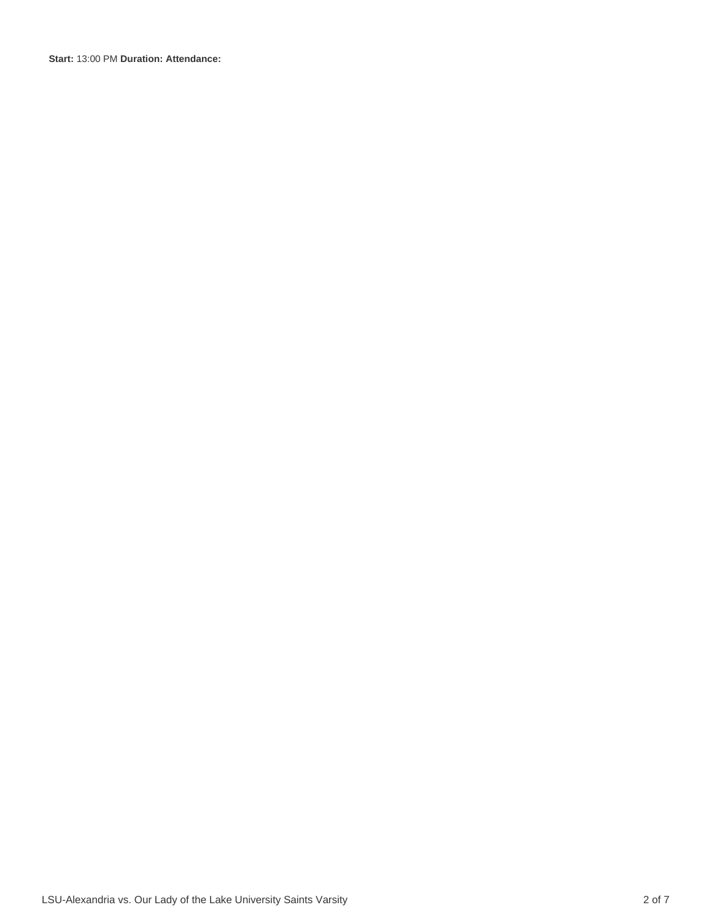**Start:** 13:00 PM **Duration: Attendance:**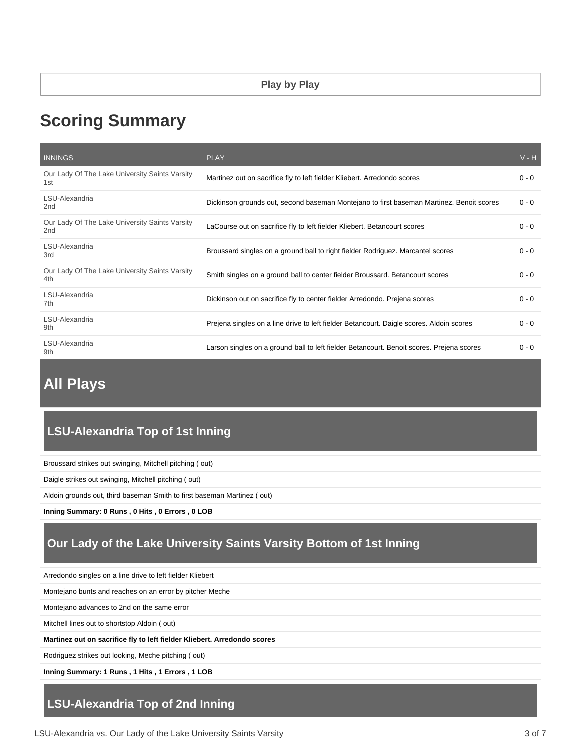**Play by Play**

# Scoring Summary

| INNINGS | PLAY | V - H |
|---|---|---|
| Our Lady Of The Lake University Saints Varsity 1st | Martinez out on sacrifice fly to left fielder Kliebert. Arredondo scores | 0 - 0 |
| LSU-Alexandria 2nd | Dickinson grounds out, second baseman Montejano to first baseman Martinez. Benoit scores | 0 - 0 |
| Our Lady Of The Lake University Saints Varsity 2nd | LaCourse out on sacrifice fly to left fielder Kliebert. Betancourt scores | 0 - 0 |
| LSU-Alexandria 3rd | Broussard singles on a ground ball to right fielder Rodriguez. Marcantel scores | 0 - 0 |
| Our Lady Of The Lake University Saints Varsity 4th | Smith singles on a ground ball to center fielder Broussard. Betancourt scores | 0 - 0 |
| LSU-Alexandria 7th | Dickinson out on sacrifice fly to center fielder Arredondo. Prejena scores | 0 - 0 |
| LSU-Alexandria 9th | Prejena singles on a line drive to left fielder Betancourt. Daigle scores. Aldoin scores | 0 - 0 |
| LSU-Alexandria 9th | Larson singles on a ground ball to left fielder Betancourt. Benoit scores. Prejena scores | 0 - 0 |

## All Plays

### LSU-Alexandria Top of 1st Inning

Broussard strikes out swinging, Mitchell pitching ( out)

Daigle strikes out swinging, Mitchell pitching ( out)

Aldoin grounds out, third baseman Smith to first baseman Martinez ( out)

**Inning Summary: 0 Runs , 0 Hits , 0 Errors , 0 LOB**

### Our Lady of the Lake University Saints Varsity Bottom of 1st Inning

Arredondo singles on a line drive to left fielder Kliebert

Montejano bunts and reaches on an error by pitcher Meche

Montejano advances to 2nd on the same error

Mitchell lines out to shortstop Aldoin ( out)

**Martinez out on sacrifice fly to left fielder Kliebert. Arredondo scores**

Rodriguez strikes out looking, Meche pitching ( out)

**Inning Summary: 1 Runs , 1 Hits , 1 Errors , 1 LOB**

### LSU-Alexandria Top of 2nd Inning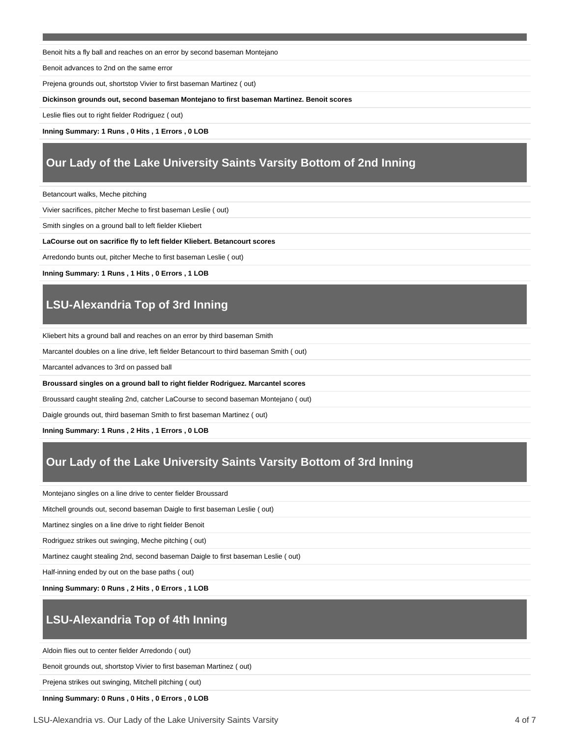Benoit hits a fly ball and reaches on an error by second baseman Montejano

Benoit advances to 2nd on the same error

Prejena grounds out, shortstop Vivier to first baseman Martinez ( out)

**Dickinson grounds out, second baseman Montejano to first baseman Martinez. Benoit scores**

Leslie flies out to right fielder Rodriguez ( out)

**Inning Summary: 1 Runs , 0 Hits , 1 Errors , 0 LOB**

## Our Lady of the Lake University Saints Varsity Bottom of 2nd Inning

Betancourt walks, Meche pitching

Vivier sacrifices, pitcher Meche to first baseman Leslie ( out)

Smith singles on a ground ball to left fielder Kliebert

**LaCourse out on sacrifice fly to left fielder Kliebert. Betancourt scores**

Arredondo bunts out, pitcher Meche to first baseman Leslie ( out)

**Inning Summary: 1 Runs , 1 Hits , 0 Errors , 1 LOB**

## LSU-Alexandria Top of 3rd Inning

Kliebert hits a ground ball and reaches on an error by third baseman Smith

Marcantel doubles on a line drive, left fielder Betancourt to third baseman Smith ( out)

Marcantel advances to 3rd on passed ball

**Broussard singles on a ground ball to right fielder Rodriguez. Marcantel scores**

Broussard caught stealing 2nd, catcher LaCourse to second baseman Montejano ( out)

Daigle grounds out, third baseman Smith to first baseman Martinez ( out)

**Inning Summary: 1 Runs , 2 Hits , 1 Errors , 0 LOB**

## Our Lady of the Lake University Saints Varsity Bottom of 3rd Inning

Montejano singles on a line drive to center fielder Broussard

Mitchell grounds out, second baseman Daigle to first baseman Leslie ( out)

Martinez singles on a line drive to right fielder Benoit

Rodriguez strikes out swinging, Meche pitching ( out)

Martinez caught stealing 2nd, second baseman Daigle to first baseman Leslie ( out)

Half-inning ended by out on the base paths ( out)

**Inning Summary: 0 Runs , 2 Hits , 0 Errors , 1 LOB**

## LSU-Alexandria Top of 4th Inning

Aldoin flies out to center fielder Arredondo ( out)

Benoit grounds out, shortstop Vivier to first baseman Martinez ( out)

Prejena strikes out swinging, Mitchell pitching ( out)

**Inning Summary: 0 Runs , 0 Hits , 0 Errors , 0 LOB**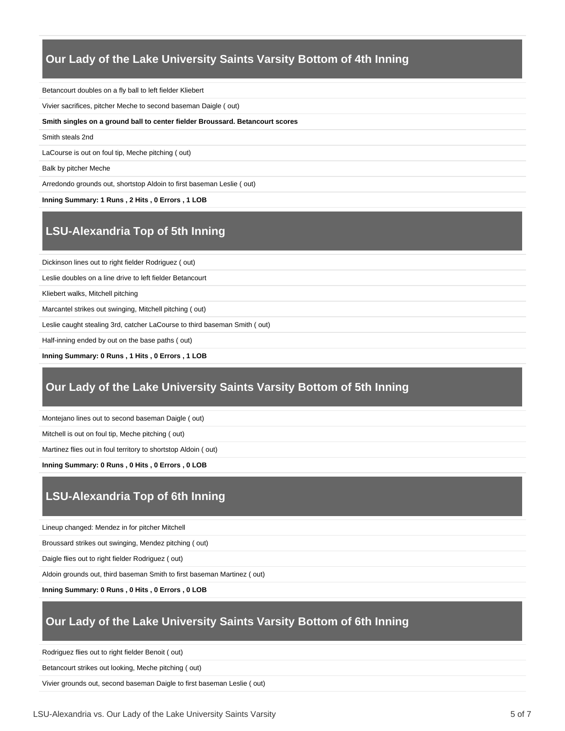## Our Lady of the Lake University Saints Varsity Bottom of 4th Inning

Betancourt doubles on a fly ball to left fielder Kliebert

Vivier sacrifices, pitcher Meche to second baseman Daigle ( out)

**Smith singles on a ground ball to center fielder Broussard. Betancourt scores**

Smith steals 2nd

LaCourse is out on foul tip, Meche pitching ( out)

Balk by pitcher Meche

Arredondo grounds out, shortstop Aldoin to first baseman Leslie ( out)

**Inning Summary: 1 Runs , 2 Hits , 0 Errors , 1 LOB**

## LSU-Alexandria Top of 5th Inning

Dickinson lines out to right fielder Rodriguez ( out)

Leslie doubles on a line drive to left fielder Betancourt

Kliebert walks, Mitchell pitching

Marcantel strikes out swinging, Mitchell pitching ( out)

Leslie caught stealing 3rd, catcher LaCourse to third baseman Smith ( out)

Half-inning ended by out on the base paths ( out)

**Inning Summary: 0 Runs , 1 Hits , 0 Errors , 1 LOB**

## Our Lady of the Lake University Saints Varsity Bottom of 5th Inning

Montejano lines out to second baseman Daigle ( out)

Mitchell is out on foul tip, Meche pitching ( out)

Martinez flies out in foul territory to shortstop Aldoin ( out)

**Inning Summary: 0 Runs , 0 Hits , 0 Errors , 0 LOB**

## LSU-Alexandria Top of 6th Inning

Lineup changed: Mendez in for pitcher Mitchell

Broussard strikes out swinging, Mendez pitching ( out)

Daigle flies out to right fielder Rodriguez ( out)

Aldoin grounds out, third baseman Smith to first baseman Martinez ( out)

**Inning Summary: 0 Runs , 0 Hits , 0 Errors , 0 LOB**

## Our Lady of the Lake University Saints Varsity Bottom of 6th Inning

Rodriguez flies out to right fielder Benoit ( out)

Betancourt strikes out looking, Meche pitching ( out)

Vivier grounds out, second baseman Daigle to first baseman Leslie ( out)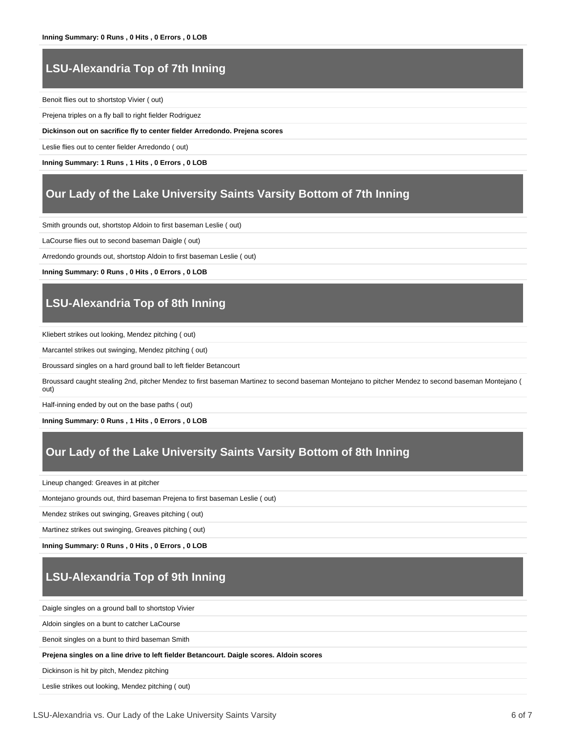**Inning Summary: 0 Runs , 0 Hits , 0 Errors , 0 LOB**

## LSU-Alexandria Top of 7th Inning

Benoit flies out to shortstop Vivier ( out)

Prejena triples on a fly ball to right fielder Rodriguez

**Dickinson out on sacrifice fly to center fielder Arredondo. Prejena scores**

Leslie flies out to center fielder Arredondo ( out)

**Inning Summary: 1 Runs , 1 Hits , 0 Errors , 0 LOB**

## Our Lady of the Lake University Saints Varsity Bottom of 7th Inning

Smith grounds out, shortstop Aldoin to first baseman Leslie ( out)

LaCourse flies out to second baseman Daigle ( out)

Arredondo grounds out, shortstop Aldoin to first baseman Leslie ( out)

**Inning Summary: 0 Runs , 0 Hits , 0 Errors , 0 LOB**

## LSU-Alexandria Top of 8th Inning

Kliebert strikes out looking, Mendez pitching ( out)

Marcantel strikes out swinging, Mendez pitching ( out)

Broussard singles on a hard ground ball to left fielder Betancourt

Broussard caught stealing 2nd, pitcher Mendez to first baseman Martinez to second baseman Montejano to pitcher Mendez to second baseman Montejano ( out)

Half-inning ended by out on the base paths ( out)

**Inning Summary: 0 Runs , 1 Hits , 0 Errors , 0 LOB**

## Our Lady of the Lake University Saints Varsity Bottom of 8th Inning

Lineup changed: Greaves in at pitcher

Montejano grounds out, third baseman Prejena to first baseman Leslie ( out)

Mendez strikes out swinging, Greaves pitching ( out)

Martinez strikes out swinging, Greaves pitching ( out)

**Inning Summary: 0 Runs , 0 Hits , 0 Errors , 0 LOB**

## LSU-Alexandria Top of 9th Inning

Daigle singles on a ground ball to shortstop Vivier

Aldoin singles on a bunt to catcher LaCourse

Benoit singles on a bunt to third baseman Smith

**Prejena singles on a line drive to left fielder Betancourt. Daigle scores. Aldoin scores**

Dickinson is hit by pitch, Mendez pitching

Leslie strikes out looking, Mendez pitching ( out)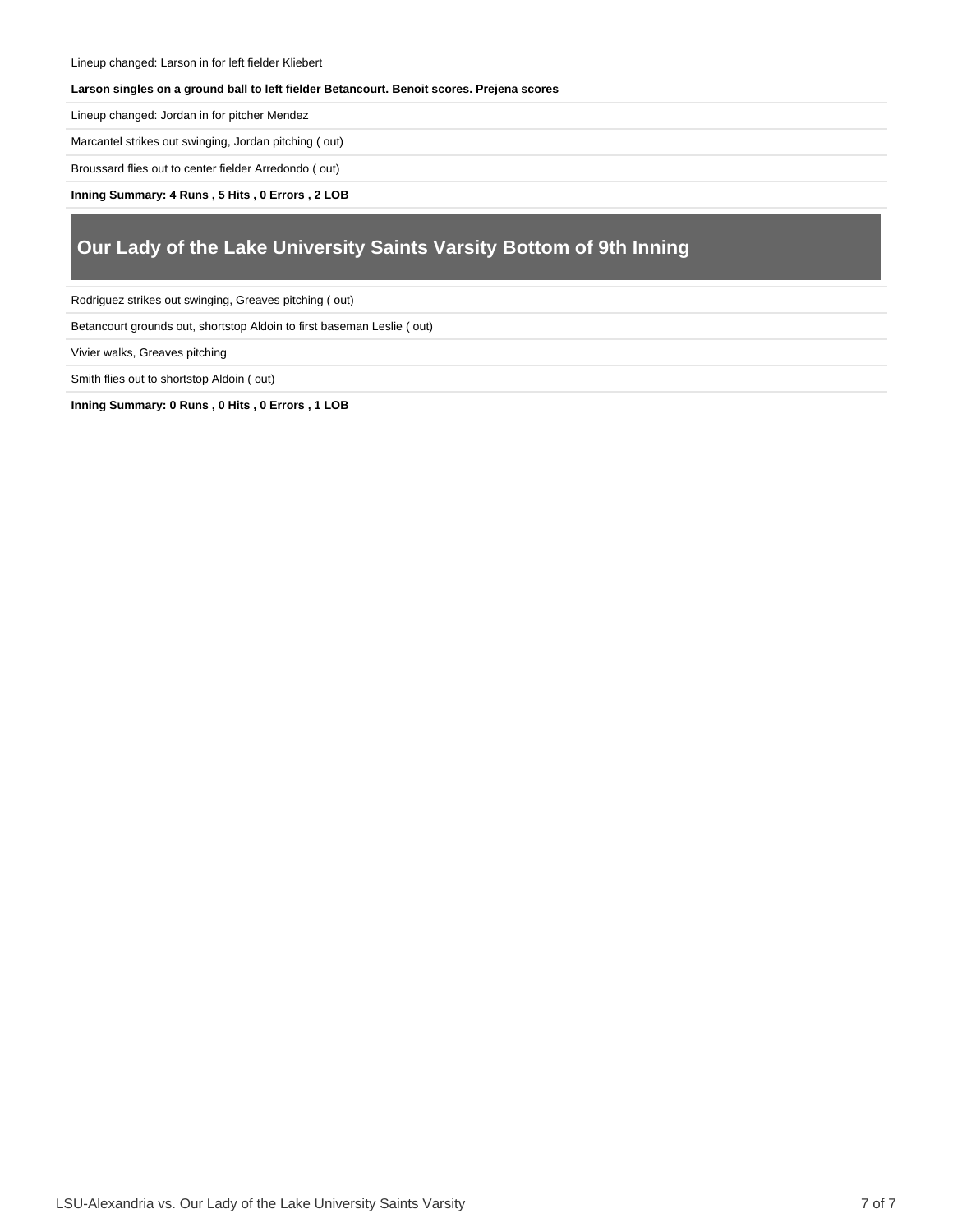Lineup changed: Larson in for left fielder Kliebert

**Larson singles on a ground ball to left fielder Betancourt. Benoit scores. Prejena scores**

Lineup changed: Jordan in for pitcher Mendez

Marcantel strikes out swinging, Jordan pitching ( out)

Broussard flies out to center fielder Arredondo ( out)

**Inning Summary: 4 Runs , 5 Hits , 0 Errors , 2 LOB**

## Our Lady of the Lake University Saints Varsity Bottom of 9th Inning

Rodriguez strikes out swinging, Greaves pitching ( out)

Betancourt grounds out, shortstop Aldoin to first baseman Leslie ( out)

Vivier walks, Greaves pitching

Smith flies out to shortstop Aldoin ( out)

**Inning Summary: 0 Runs , 0 Hits , 0 Errors , 1 LOB**